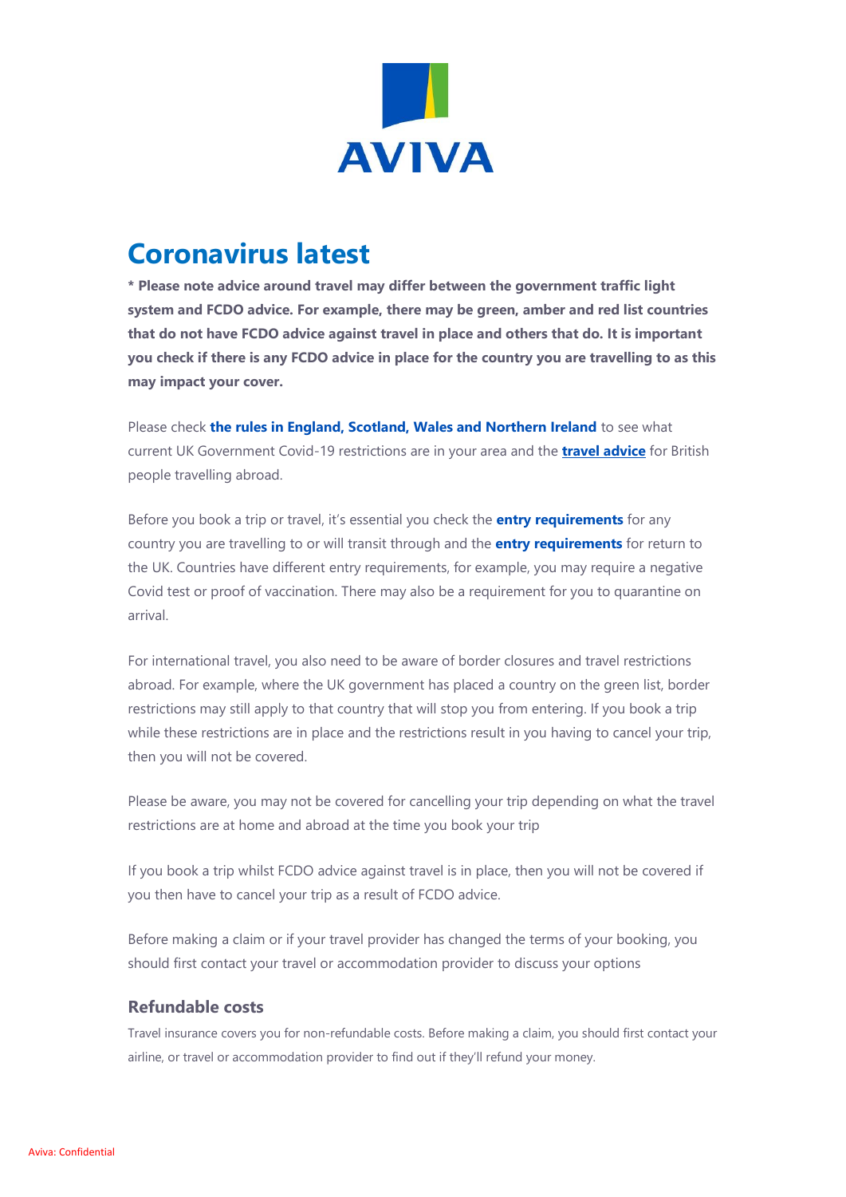AVIVA

# Coronavirus latest

**\* Please note advice around travel may differ between the government traffic light system and FCDO advice. For example, there may be green, amber and red list countries that do not have FCDO advice against travel in place and others that do. It is important you check if there is any FCDO advice in place for the country you are travelling to as this may impact your cover.**

Please check **the rules in England, Scotland, Wales and Northern Ireland** to see what current UK Government Covid-19 restrictions are in your area and the **travel advice** for British people travelling abroad.

Before you book a trip or travel, it's essential you check the **entry requirements** for any country you are travelling to or will transit through and the **entry requirements** for return to the UK. Countries have different entry requirements, for example, you may require a negative Covid test or proof of vaccination. There may also be a requirement for you to quarantine on arrival.

For international travel, you also need to be aware of border closures and travel restrictions abroad. For example, where the UK government has placed a country on the green list, border restrictions may still apply to that country that will stop you from entering. If you book a trip while these restrictions are in place and the restrictions result in you having to cancel your trip, then you will not be covered.

Please be aware, you may not be covered for cancelling your trip depending on what the travel restrictions are at home and abroad at the time you book your trip

If you book a trip whilst FCDO advice against travel is in place, then you will not be covered if you then have to cancel your trip as a result of FCDO advice.

Before making a claim or if your travel provider has changed the terms of your booking, you should first contact your travel or accommodation provider to discuss your options

### Refundable costs

Travel insurance covers you for non-refundable costs. Before making a claim, you should first contact your airline, or travel or accommodation provider to find out if they'll refund your money.

Aviva: Confidential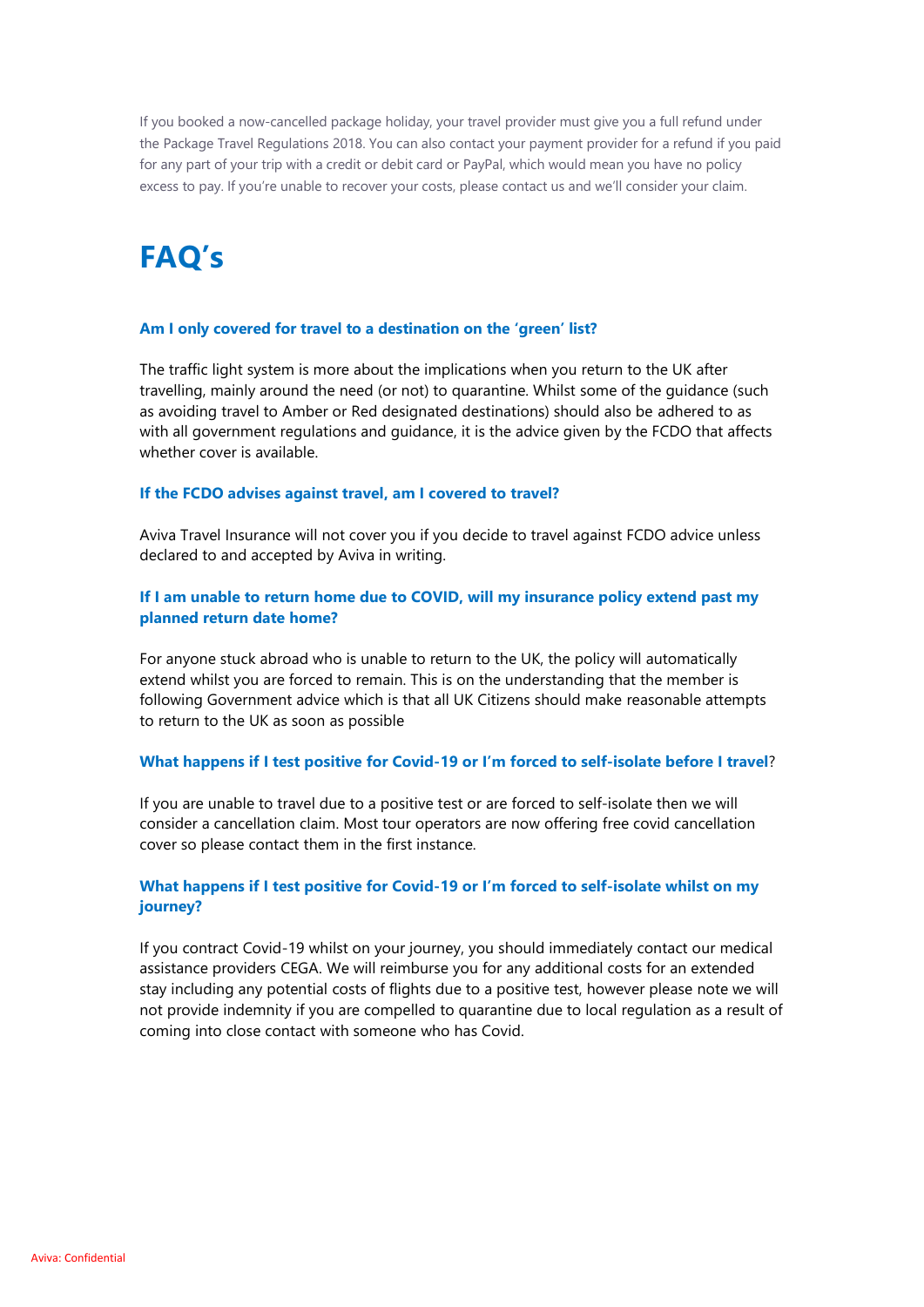If you booked a now-cancelled package holiday, your travel provider must give you a full refund under the Package Travel Regulations 2018. You can also contact your payment provider for a refund if you paid for any part of your trip with a credit or debit card or PayPal, which would mean you have no policy excess to pay. If you're unable to recover your costs, please contact us and we'll consider your claim.

# FAQ's

**Am I only covered for travel to a destination on the 'green' list?**

The traffic light system is more about the implications when you return to the UK after travelling, mainly around the need (or not) to quarantine. Whilst some of the guidance (such as avoiding travel to Amber or Red designated destinations) should also be adhered to as with all government regulations and guidance, it is the advice given by the FCDO that affects whether cover is available.

**If the FCDO advises against travel, am I covered to travel?**

Aviva Travel Insurance will not cover you if you decide to travel against FCDO advice unless declared to and accepted by Aviva in writing.

**If I am unable to return home due to COVID, will my insurance policy extend past my planned return date home?**

For anyone stuck abroad who is unable to return to the UK, the policy will automatically extend whilst you are forced to remain. This is on the understanding that the member is following Government advice which is that all UK Citizens should make reasonable attempts to return to the UK as soon as possible

**What happens if I test positive for Covid-19 or I'm forced to self-isolate before I travel**?

If you are unable to travel due to a positive test or are forced to self-isolate then we will consider a cancellation claim. Most tour operators are now offering free covid cancellation cover so please contact them in the first instance.

**What happens if I test positive for Covid-19 or I'm forced to self-isolate whilst on my journey?**

If you contract Covid-19 whilst on your journey, you should immediately contact our medical assistance providers CEGA. We will reimburse you for any additional costs for an extended stay including any potential costs of flights due to a positive test, however please note we will not provide indemnity if you are compelled to quarantine due to local regulation as a result of coming into close contact with someone who has Covid.